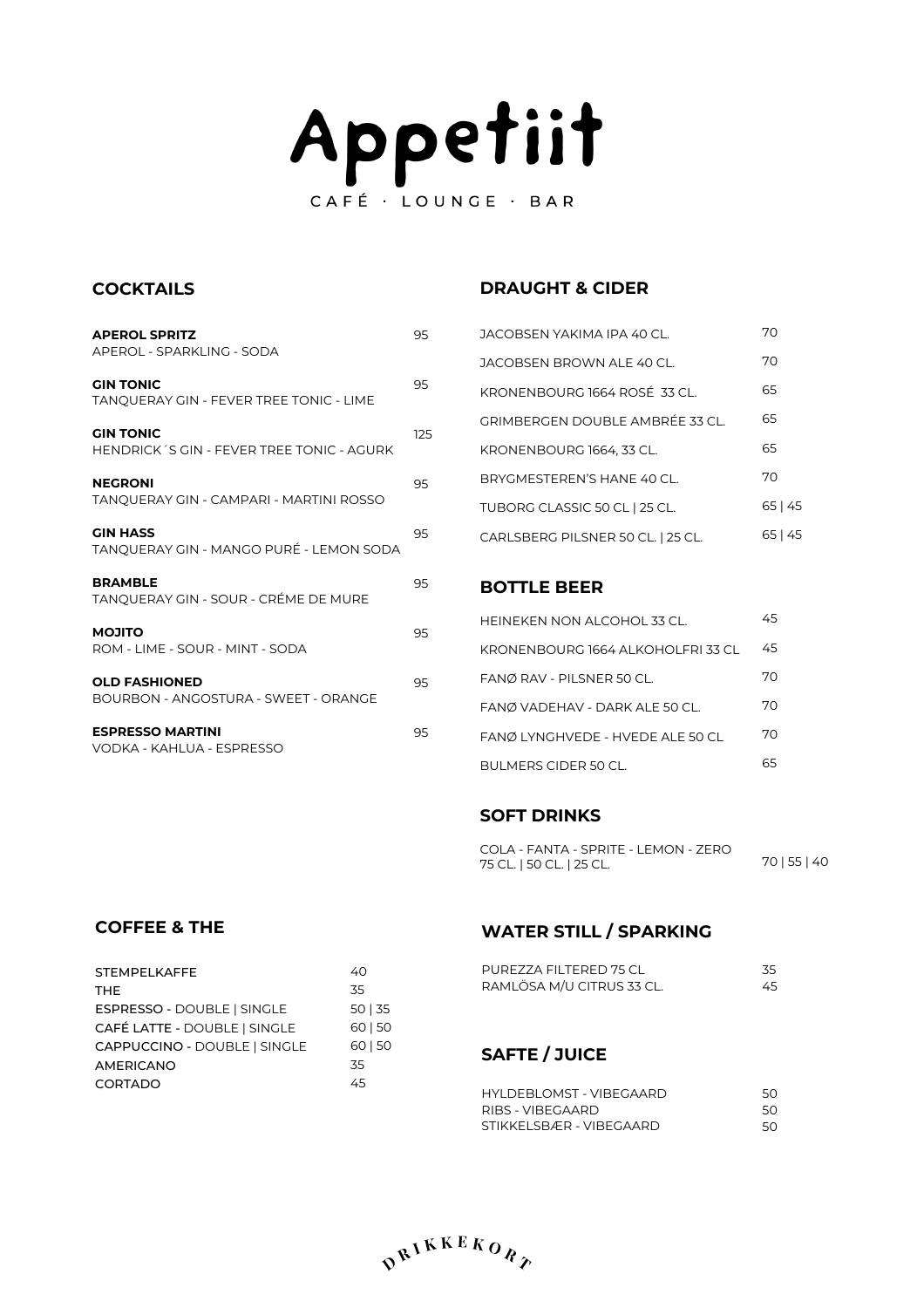# Appetiit

CAFÉ · LOUNGE · BAR

## COCKTAILS

| | |
|---|---|
| **APEROL SPRITZ**<br>APEROL - SPARKLING - SODA | 95 |
| **GIN TONIC**<br>TANQUERAY GIN - FEVER TREE TONIC - LIME | 95 |
| **GIN TONIC**<br>HENDRICK´S GIN - FEVER TREE TONIC - AGURK | 125 |
| **NEGRONI**<br>TANQUERAY GIN - CAMPARI - MARTINI ROSSO | 95 |
| **GIN HASS**<br>TANQUERAY GIN - MANGO PURÉ - LEMON SODA | 95 |
| **BRAMBLE**<br>TANQUERAY GIN - SOUR - CRÉME DE MURE | 95 |
| **MOJITO**<br>ROM - LIME - SOUR - MINT - SODA | 95 |
| **OLD FASHIONED**<br>BOURBON - ANGOSTURA - SWEET - ORANGE | 95 |
| **ESPRESSO MARTINI**<br>VODKA - KAHLUA - ESPRESSO | 95 |

## DRAUGHT & CIDER

| | |
|---|---|
| JACOBSEN YAKIMA IPA 40 CL. | 70 |
| JACOBSEN BROWN ALE 40 CL. | 70 |
| KRONENBOURG 1664 ROSÉ 33 CL. | 65 |
| GRIMBERGEN DOUBLE AMBRÉE 33 CL. | 65 |
| KRONENBOURG 1664, 33 CL. | 65 |
| BRYGMESTEREN'S HANE 40 CL. | 70 |
| TUBORG CLASSIC 50 CL \| 25 CL. | 65 \| 45 |
| CARLSBERG PILSNER 50 CL. \| 25 CL. | 65 \| 45 |

## BOTTLE BEER

| | |
|---|---|
| HEINEKEN NON ALCOHOL 33 CL. | 45 |
| KRONENBOURG 1664 ALKOHOLFRI 33 CL | 45 |
| FANØ RAV - PILSNER 50 CL. | 70 |
| FANØ VADEHAV - DARK ALE 50 CL. | 70 |
| FANØ LYNGHVEDE - HVEDE ALE 50 CL | 70 |
| BULMERS CIDER 50 CL. | 65 |

## SOFT DRINKS

| | |
|---|---|
| COLA - FANTA - SPRITE - LEMON - ZERO<br>75 CL. \| 50 CL. \| 25 CL. | 70 \| 55 \| 40 |

## COFFEE & THE

| | |
|---|---|
| STEMPELKAFFE | 40 |
| THE | 35 |
| ESPRESSO - DOUBLE \| SINGLE | 50 \| 35 |
| CAFÉ LATTE - DOUBLE \| SINGLE | 60 \| 50 |
| CAPPUCCINO - DOUBLE \| SINGLE | 60 \| 50 |
| AMERICANO | 35 |
| CORTADO | 45 |

## WATER STILL / SPARKING

| | |
|---|---|
| PUREZZA FILTERED 75 CL | 35 |
| RAMLÖSA M/U CITRUS 33 CL. | 45 |

## SAFTE / JUICE

| | |
|---|---|
| HYLDEBLOMST - VIBEGAARD | 50 |
| RIBS - VIBEGAARD | 50 |
| STIKKELSBÆR - VIBEGAARD | 50 |

DRIKKEKORT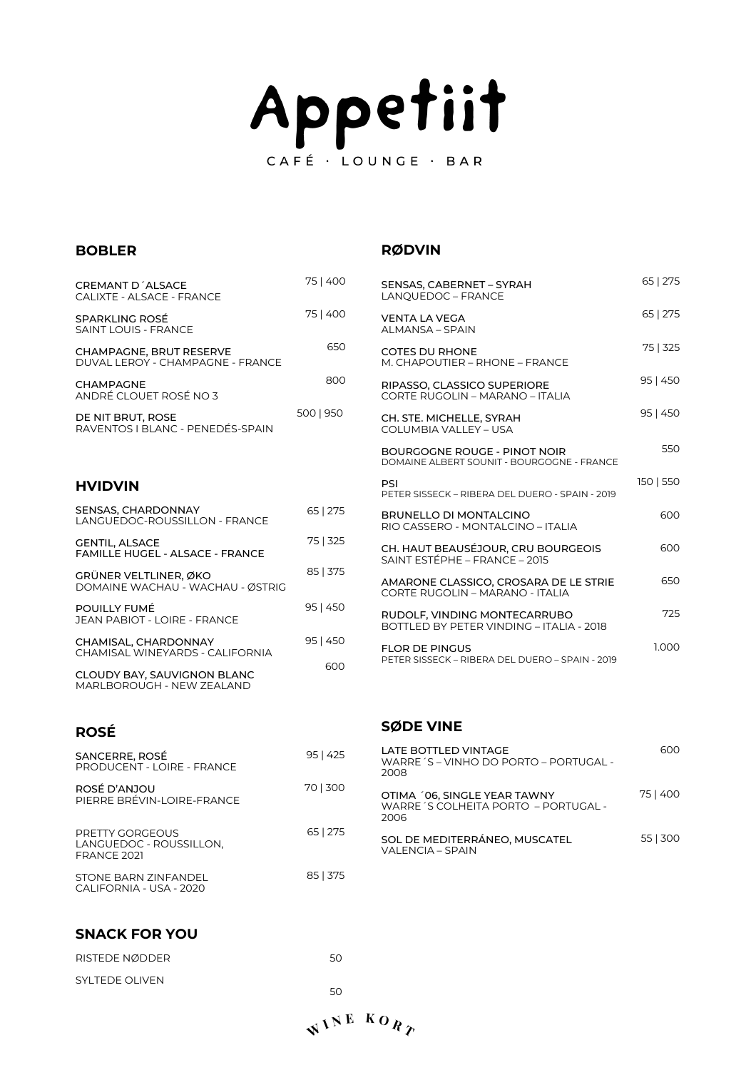# Appetiit

CAFÉ · LOUNGE · BAR

## BOBLER

| | |
|---|---|
| CREMANT D´ALSACE<br>CALIXTE - ALSACE - FRANCE | 75 \| 400 |
| SPARKLING ROSÉ<br>SAINT LOUIS - FRANCE | 75 \| 400 |
| CHAMPAGNE, BRUT RESERVE<br>DUVAL LEROY - CHAMPAGNE - FRANCE | 650 |
| CHAMPAGNE<br>ANDRÉ CLOUET ROSÉ NO 3 | 800 |
| DE NIT BRUT, ROSE<br>RAVENTOS I BLANC - PENEDÉS-SPAIN | 500 \| 950 |

## HVIDVIN

| | |
|---|---|
| SENSAS, CHARDONNAY<br>LANGUEDOC-ROUSSILLON - FRANCE | 65 \| 275 |
| GENTIL, ALSACE<br>FAMILLE HUGEL - ALSACE - FRANCE | 75 \| 325 |
| GRÜNER VELTLINER, ØKO<br>DOMAINE WACHAU - WACHAU - ØSTRIG | 85 \| 375 |
| POUILLY FUMÉ<br>JEAN PABIOT - LOIRE - FRANCE | 95 \| 450 |
| CHAMISAL, CHARDONNAY<br>CHAMISAL WINEYARDS - CALIFORNIA | 95 \| 450 |
| CLOUDY BAY, SAUVIGNON BLANC<br>MARLBOROUGH - NEW ZEALAND | 600 |

## ROSÉ

| | |
|---|---|
| SANCERRE, ROSÉ<br>PRODUCENT - LOIRE - FRANCE | 95 \| 425 |
| ROSÉ D'ANJOU<br>PIERRE BRÉVIN-LOIRE-FRANCE | 70 \| 300 |
| PRETTY GORGEOUS<br>LANGUEDOC - ROUSSILLON, FRANCE 2021 | 65 \| 275 |
| STONE BARN ZINFANDEL<br>CALIFORNIA - USA - 2020 | 85 \| 375 |

## SNACK FOR YOU

| | |
|---|---|
| RISTEDE NØDDER | 50 |
| SYLTEDE OLIVEN | 50 |

## RØDVIN

| | |
|---|---|
| SENSAS, CABERNET – SYRAH<br>LANQUEDOC – FRANCE | 65 \| 275 |
| VENTA LA VEGA<br>ALMANSA – SPAIN | 65 \| 275 |
| COTES DU RHONE<br>M. CHAPOUTIER – RHONE – FRANCE | 75 \| 325 |
| RIPASSO, CLASSICO SUPERIORE<br>CORTE RUGOLIN – MARANO – ITALIA | 95 \| 450 |
| CH. STE. MICHELLE, SYRAH<br>COLUMBIA VALLEY – USA | 95 \| 450 |
| BOURGOGNE ROUGE - PINOT NOIR<br>DOMAINE ALBERT SOUNIT - BOURGOGNE - FRANCE | 550 |
| PSI<br>PETER SISSECK – RIBERA DEL DUERO - SPAIN - 2019 | 150 \| 550 |
| BRUNELLO DI MONTALCINO<br>RIO CASSERO - MONTALCINO – ITALIA | 600 |
| CH. HAUT BEAUSÉJOUR, CRU BOURGEOIS<br>SAINT ESTÉPHE – FRANCE – 2015 | 600 |
| AMARONE CLASSICO, CROSARA DE LE STRIE<br>CORTE RUGOLIN – MARANO - ITALIA | 650 |
| RUDOLF, VINDING MONTECARRUBO<br>BOTTLED BY PETER VINDING – ITALIA - 2018 | 725 |
| FLOR DE PINGUS<br>PETER SISSECK – RIBERA DEL DUERO – SPAIN - 2019 | 1.000 |

## SØDE VINE

| | |
|---|---|
| LATE BOTTLED VINTAGE<br>WARRE´S – VINHO DO PORTO – PORTUGAL - 2008 | 600 |
| OTIMA ´06, SINGLE YEAR TAWNY<br>WARRE´S COLHEITA PORTO – PORTUGAL - 2006 | 75 \| 400 |
| SOL DE MEDITERRÁNEO, MUSCATEL<br>VALENCIA – SPAIN | 55 \| 300 |

WINE KORT